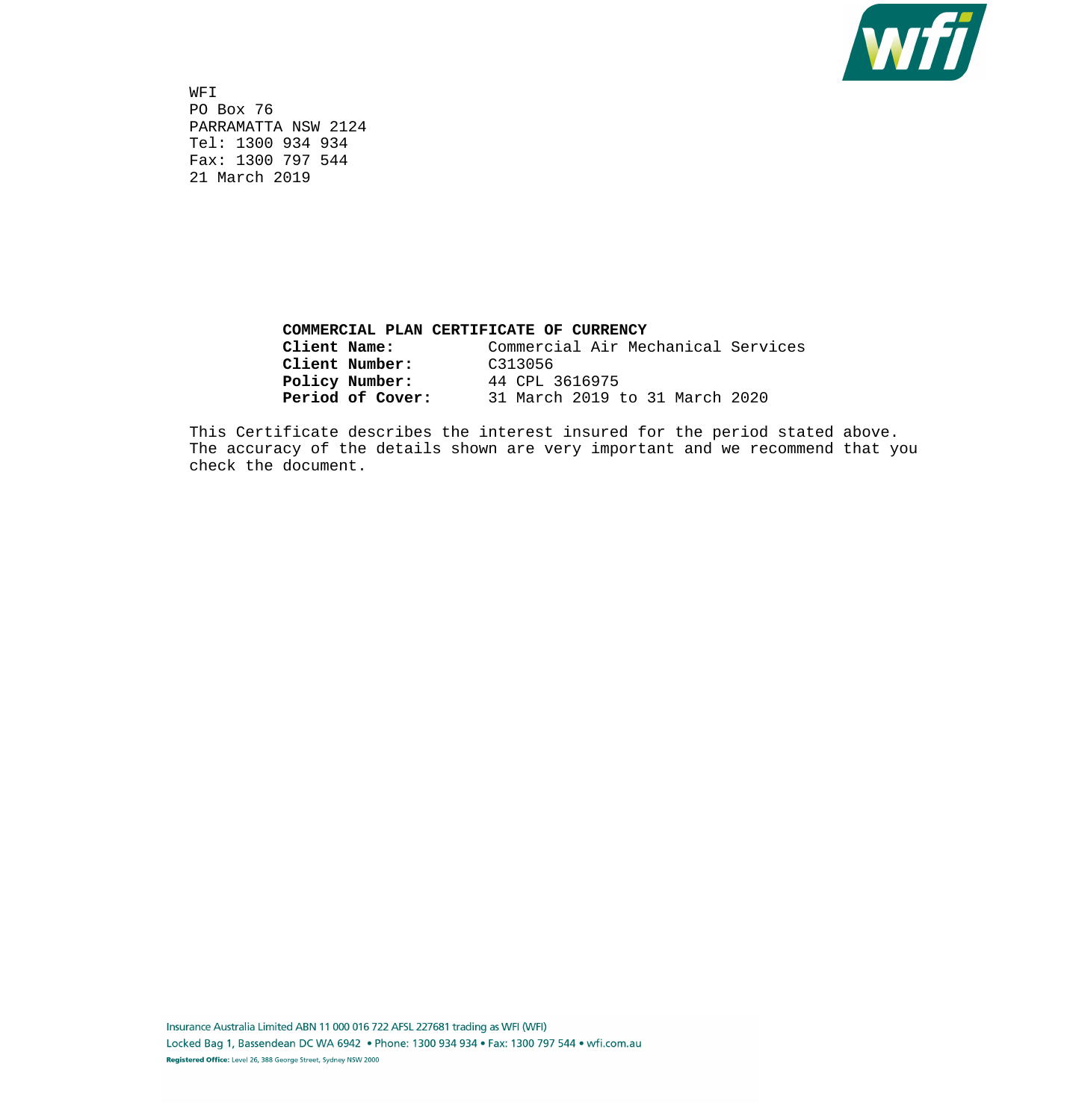WFI
PO Box 76
PARRAMATTA NSW 2124
Tel: 1300 934 934
Fax: 1300 797 544
21 March 2019

**COMMERCIAL PLAN CERTIFICATE OF CURRENCY**

**Client Name:** Commercial Air Mechanical Services
**Client Number:** C313056
**Policy Number:** 44 CPL 3616975
**Period of Cover:** 31 March 2019 to 31 March 2020

This Certificate describes the interest insured for the period stated above. The accuracy of the details shown are very important and we recommend that you check the document.

Insurance Australia Limited ABN 11 000 016 722 AFSL 227681 trading as WFI (WFI)
Locked Bag 1, Bassendean DC WA 6942 • Phone: 1300 934 934 • Fax: 1300 797 544 • wfi.com.au
**Registered Office:** Level 26, 388 George Street, Sydney NSW 2000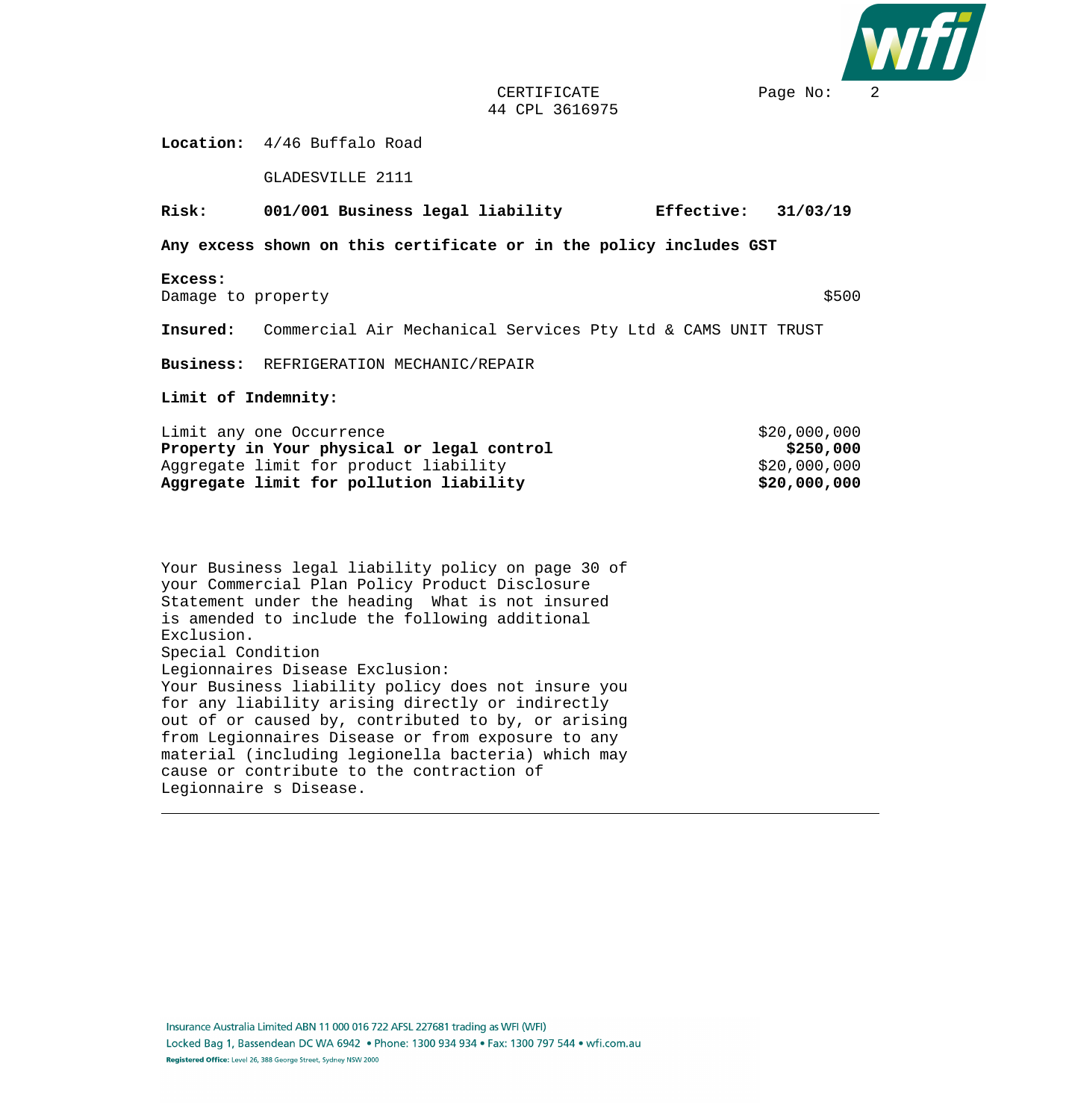CERTIFICATE
44 CPL 3616975

**Location:** 4/46 Buffalo Road

GLADESVILLE 2111

**Risk:** **001/001 Business legal liability** **Effective:** **31/03/19**

**Any excess shown on this certificate or in the policy includes GST**

**Excess:**
Damage to property $500

**Insured:** Commercial Air Mechanical Services Pty Ltd & CAMS UNIT TRUST

**Business:** REFRIGERATION MECHANIC/REPAIR

**Limit of Indemnity:**

| | |
|---|---|
| Limit any one Occurrence | $20,000,000 |
| **Property in Your physical or legal control** | **$250,000** |
| Aggregate limit for product liability | $20,000,000 |
| **Aggregate limit for pollution liability** | **$20,000,000** |

Your Business legal liability policy on page 30 of your Commercial Plan Policy Product Disclosure Statement under the heading What is not insured is amended to include the following additional Exclusion.
Special Condition
Legionnaires Disease Exclusion:
Your Business liability policy does not insure you for any liability arising directly or indirectly out of or caused by, contributed to by, or arising from Legionnaires Disease or from exposure to any material (including legionella bacteria) which may cause or contribute to the contraction of Legionnaire s Disease.

---

Insurance Australia Limited ABN 11 000 016 722 AFSL 227681 trading as WFI (WFI)
Locked Bag 1, Bassendean DC WA 6942 • Phone: 1300 934 934 • Fax: 1300 797 544 • wfi.com.au
**Registered Office:** Level 26, 388 George Street, Sydney NSW 2000